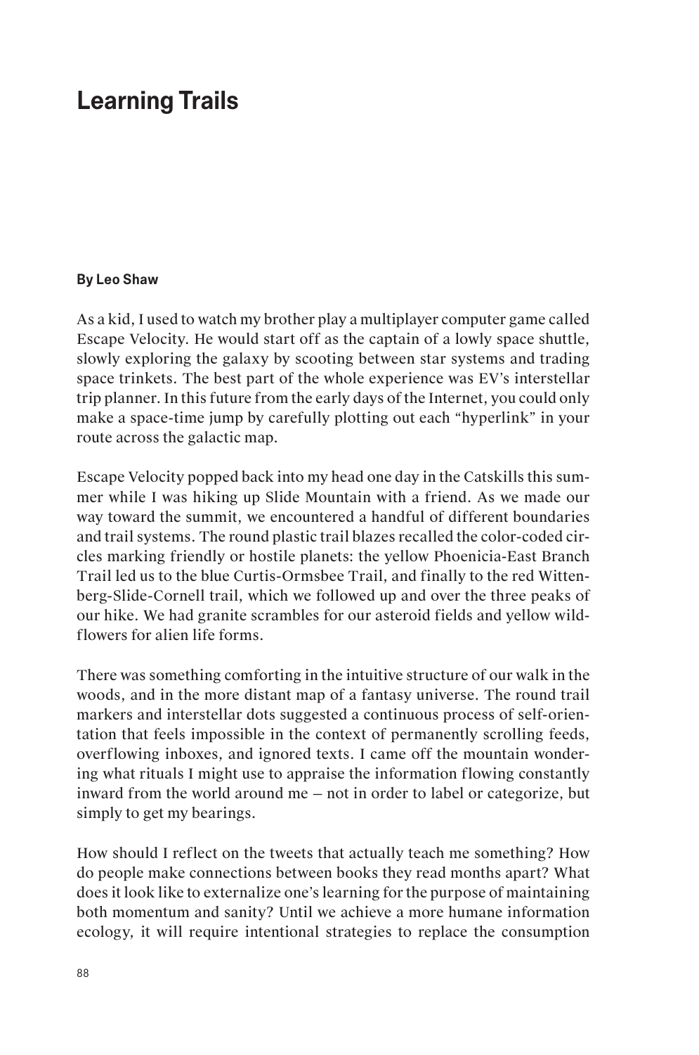# Learning Trails

**By Leo Shaw**

As a kid, I used to watch my brother play a multiplayer computer game called Escape Velocity. He would start off as the captain of a lowly space shuttle, slowly exploring the galaxy by scooting between star systems and trading space trinkets. The best part of the whole experience was EV's interstellar trip planner. In this future from the early days of the Internet, you could only make a space-time jump by carefully plotting out each "hyperlink" in your route across the galactic map.

Escape Velocity popped back into my head one day in the Catskills this summer while I was hiking up Slide Mountain with a friend. As we made our way toward the summit, we encountered a handful of different boundaries and trail systems. The round plastic trail blazes recalled the color-coded circles marking friendly or hostile planets: the yellow Phoenicia-East Branch Trail led us to the blue Curtis-Ormsbee Trail, and finally to the red Wittenberg-Slide-Cornell trail, which we followed up and over the three peaks of our hike. We had granite scrambles for our asteroid fields and yellow wildflowers for alien life forms.

There was something comforting in the intuitive structure of our walk in the woods, and in the more distant map of a fantasy universe. The round trail markers and interstellar dots suggested a continuous process of self-orientation that feels impossible in the context of permanently scrolling feeds, overflowing inboxes, and ignored texts. I came off the mountain wondering what rituals I might use to appraise the information flowing constantly inward from the world around me – not in order to label or categorize, but simply to get my bearings.

How should I reflect on the tweets that actually teach me something? How do people make connections between books they read months apart? What does it look like to externalize one's learning for the purpose of maintaining both momentum and sanity? Until we achieve a more humane information ecology, it will require intentional strategies to replace the consumption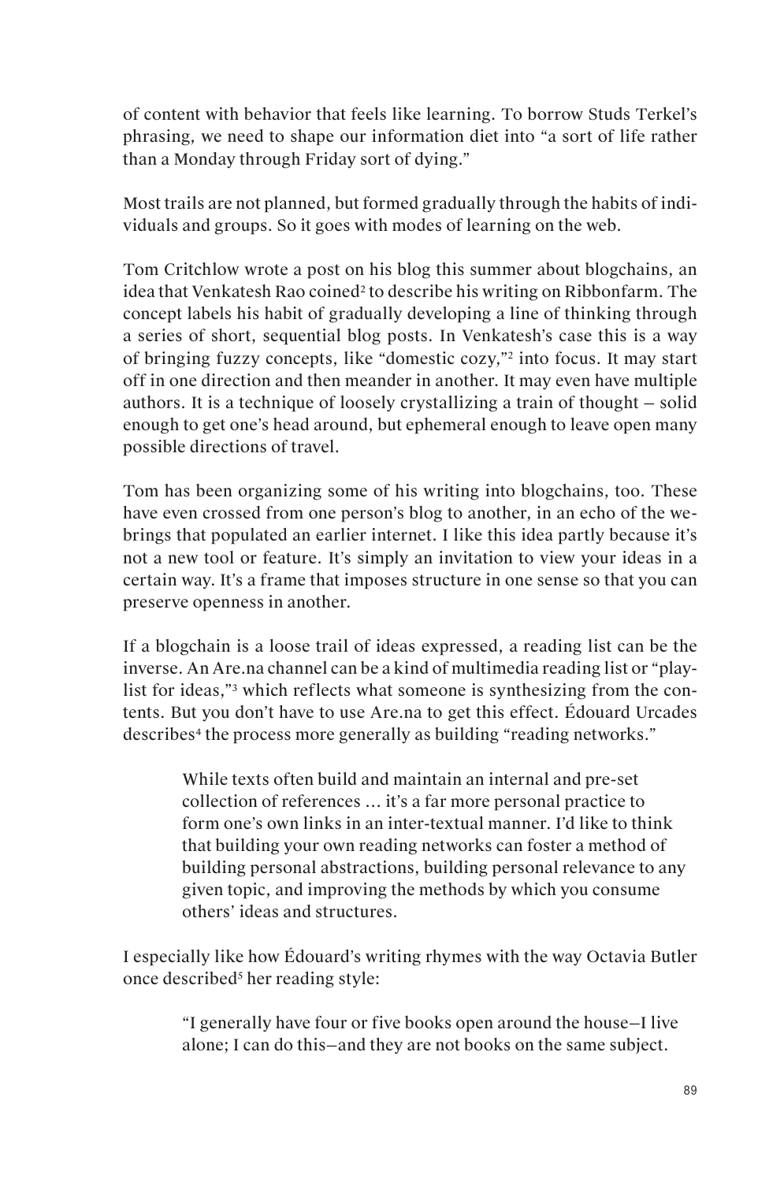of content with behavior that feels like learning. To borrow Studs Terkel's phrasing, we need to shape our information diet into "a sort of life rather than a Monday through Friday sort of dying."

Most trails are not planned, but formed gradually through the habits of individuals and groups. So it goes with modes of learning on the web.

Tom Critchlow wrote a post on his blog this summer about blogchains, an idea that Venkatesh Rao coined[2] to describe his writing on Ribbonfarm. The concept labels his habit of gradually developing a line of thinking through a series of short, sequential blog posts. In Venkatesh's case this is a way of bringing fuzzy concepts, like "domestic cozy,"[2] into focus. It may start off in one direction and then meander in another. It may even have multiple authors. It is a technique of loosely crystallizing a train of thought – solid enough to get one's head around, but ephemeral enough to leave open many possible directions of travel.

Tom has been organizing some of his writing into blogchains, too. These have even crossed from one person's blog to another, in an echo of the webrings that populated an earlier internet. I like this idea partly because it's not a new tool or feature. It's simply an invitation to view your ideas in a certain way. It's a frame that imposes structure in one sense so that you can preserve openness in another.

If a blogchain is a loose trail of ideas expressed, a reading list can be the inverse. An Are.na channel can be a kind of multimedia reading list or "playlist for ideas,"[3] which reflects what someone is synthesizing from the contents. But you don't have to use Are.na to get this effect. Édouard Urcades describes[4] the process more generally as building "reading networks."

> While texts often build and maintain an internal and pre-set collection of references … it's a far more personal practice to form one's own links in an inter-textual manner. I'd like to think that building your own reading networks can foster a method of building personal abstractions, building personal relevance to any given topic, and improving the methods by which you consume others' ideas and structures.

I especially like how Édouard's writing rhymes with the way Octavia Butler once described[5] her reading style:

> "I generally have four or five books open around the house—I live alone; I can do this—and they are not books on the same subject.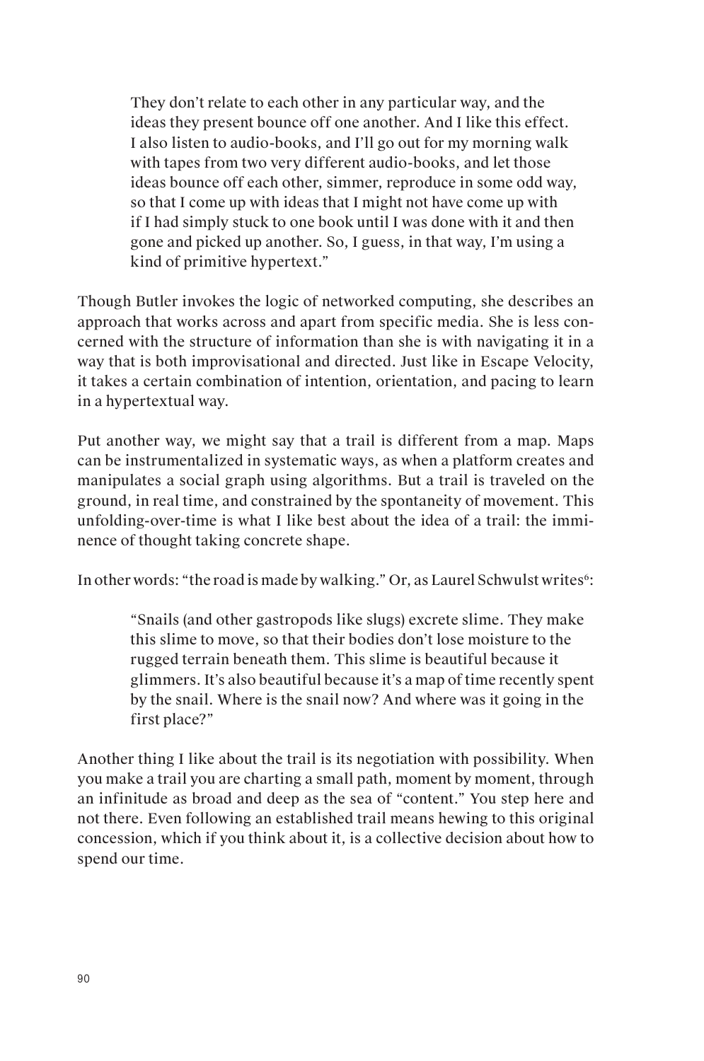> They don't relate to each other in any particular way, and the ideas they present bounce off one another. And I like this effect. I also listen to audio-books, and I'll go out for my morning walk with tapes from two very different audio-books, and let those ideas bounce off each other, simmer, reproduce in some odd way, so that I come up with ideas that I might not have come up with if I had simply stuck to one book until I was done with it and then gone and picked up another. So, I guess, in that way, I'm using a kind of primitive hypertext."

Though Butler invokes the logic of networked computing, she describes an approach that works across and apart from specific media. She is less concerned with the structure of information than she is with navigating it in a way that is both improvisational and directed. Just like in Escape Velocity, it takes a certain combination of intention, orientation, and pacing to learn in a hypertextual way.

Put another way, we might say that a trail is different from a map. Maps can be instrumentalized in systematic ways, as when a platform creates and manipulates a social graph using algorithms. But a trail is traveled on the ground, in real time, and constrained by the spontaneity of movement. This unfolding-over-time is what I like best about the idea of a trail: the imminence of thought taking concrete shape.

In other words: "the road is made by walking." Or, as Laurel Schwulst writes[6]:

> "Snails (and other gastropods like slugs) excrete slime. They make this slime to move, so that their bodies don't lose moisture to the rugged terrain beneath them. This slime is beautiful because it glimmers. It's also beautiful because it's a map of time recently spent by the snail. Where is the snail now? And where was it going in the first place?"

Another thing I like about the trail is its negotiation with possibility. When you make a trail you are charting a small path, moment by moment, through an infinitude as broad and deep as the sea of "content." You step here and not there. Even following an established trail means hewing to this original concession, which if you think about it, is a collective decision about how to spend our time.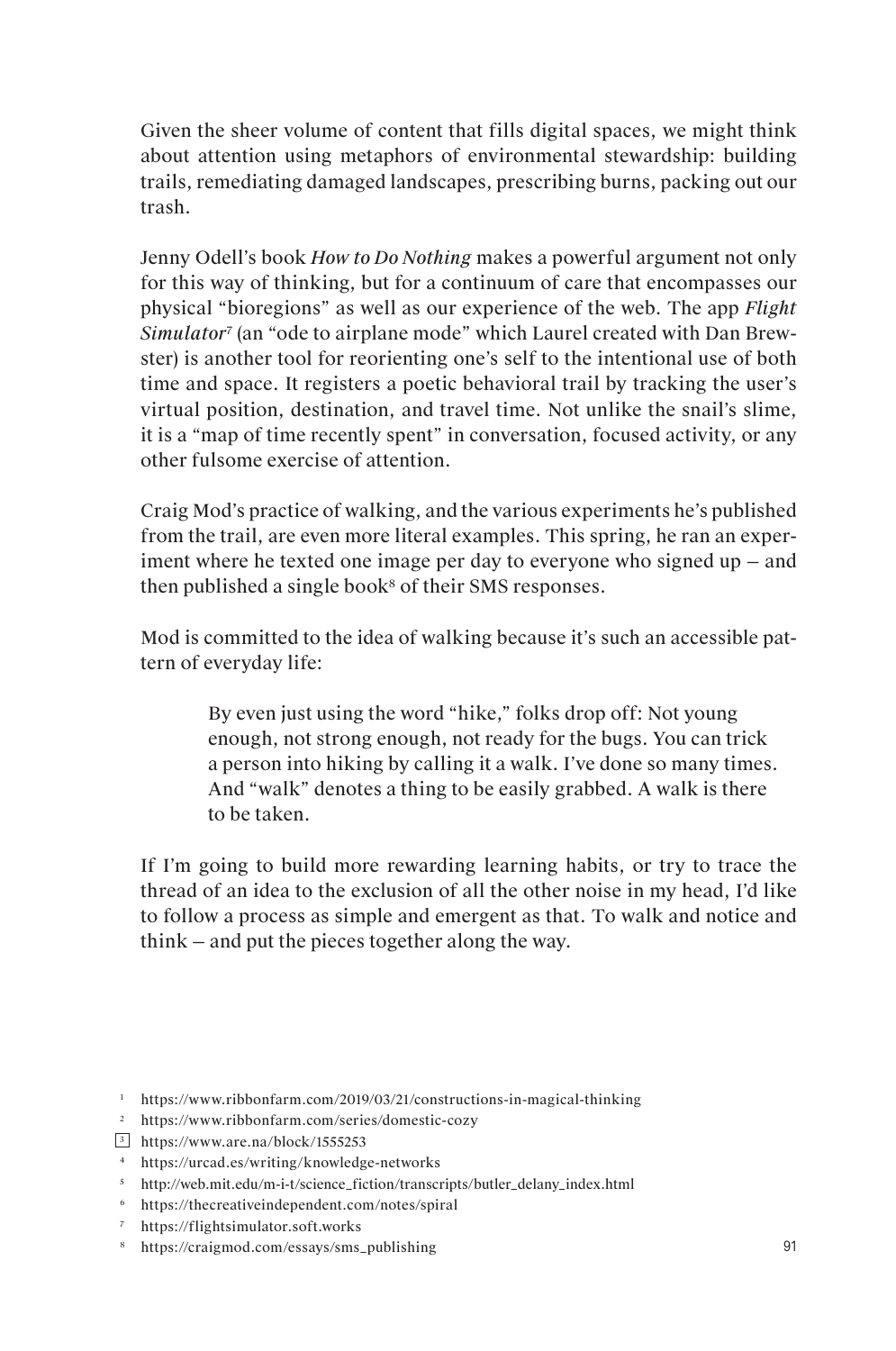Given the sheer volume of content that fills digital spaces, we might think about attention using metaphors of environmental stewardship: building trails, remediating damaged landscapes, prescribing burns, packing out our trash.

Jenny Odell's book *How to Do Nothing* makes a powerful argument not only for this way of thinking, but for a continuum of care that encompasses our physical "bioregions" as well as our experience of the web. The app *Flight Simulator*[7] (an "ode to airplane mode" which Laurel created with Dan Brewster) is another tool for reorienting one's self to the intentional use of both time and space. It registers a poetic behavioral trail by tracking the user's virtual position, destination, and travel time. Not unlike the snail's slime, it is a "map of time recently spent" in conversation, focused activity, or any other fulsome exercise of attention.

Craig Mod's practice of walking, and the various experiments he's published from the trail, are even more literal examples. This spring, he ran an experiment where he texted one image per day to everyone who signed up – and then published a single book[8] of their SMS responses.

Mod is committed to the idea of walking because it's such an accessible pattern of everyday life:

> By even just using the word "hike," folks drop off: Not young enough, not strong enough, not ready for the bugs. You can trick a person into hiking by calling it a walk. I've done so many times. And "walk" denotes a thing to be easily grabbed. A walk is there to be taken.

If I'm going to build more rewarding learning habits, or try to trace the thread of an idea to the exclusion of all the other noise in my head, I'd like to follow a process as simple and emergent as that. To walk and notice and think – and put the pieces together along the way.

1. https://www.ribbonfarm.com/2019/03/21/constructions-in-magical-thinking
2. https://www.ribbonfarm.com/series/domestic-cozy
3. https://www.are.na/block/1555253
4. https://urcad.es/writing/knowledge-networks
5. http://web.mit.edu/m-i-t/science_fiction/transcripts/butler_delany_index.html
6. https://thecreativeindependent.com/notes/spiral
7. https://flightsimulator.soft.works
8. https://craigmod.com/essays/sms_publishing